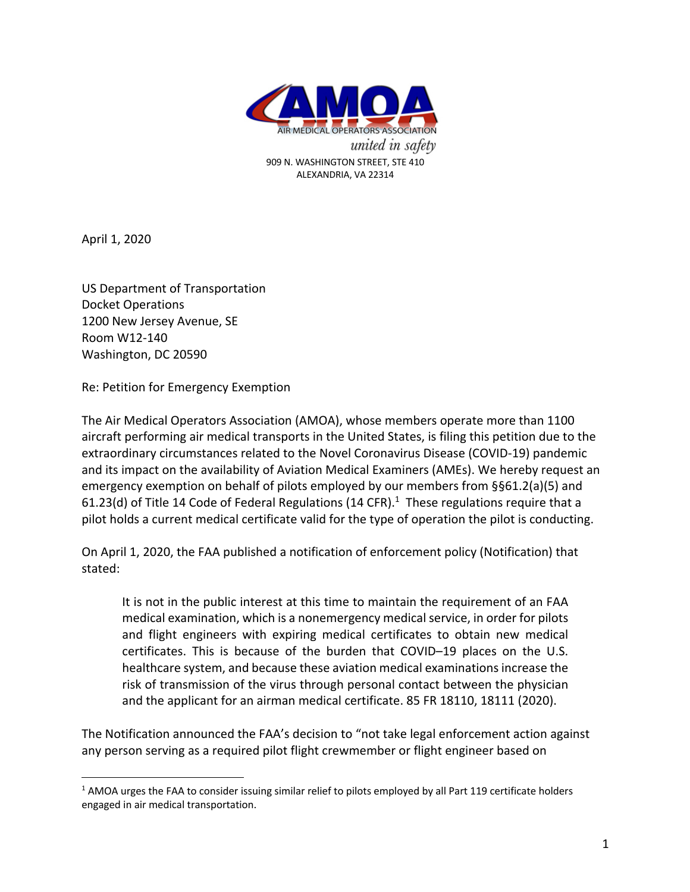AIR MEDICAL OPERATORS ASSOCIATION

*united in safety*

909 N. WASHINGTON STREET, STE 410
ALEXANDRIA, VA 22314

April 1, 2020

US Department of Transportation
Docket Operations
1200 New Jersey Avenue, SE
Room W12-140
Washington, DC 20590

Re: Petition for Emergency Exemption

The Air Medical Operators Association (AMOA), whose members operate more than 1100 aircraft performing air medical transports in the United States, is filing this petition due to the extraordinary circumstances related to the Novel Coronavirus Disease (COVID-19) pandemic and its impact on the availability of Aviation Medical Examiners (AMEs). We hereby request an emergency exemption on behalf of pilots employed by our members from §§61.2(a)(5) and 61.23(d) of Title 14 Code of Federal Regulations (14 CFR).[1] These regulations require that a pilot holds a current medical certificate valid for the type of operation the pilot is conducting.

On April 1, 2020, the FAA published a notification of enforcement policy (Notification) that stated:

> It is not in the public interest at this time to maintain the requirement of an FAA medical examination, which is a nonemergency medical service, in order for pilots and flight engineers with expiring medical certificates to obtain new medical certificates. This is because of the burden that COVID–19 places on the U.S. healthcare system, and because these aviation medical examinations increase the risk of transmission of the virus through personal contact between the physician and the applicant for an airman medical certificate. 85 FR 18110, 18111 (2020).

The Notification announced the FAA's decision to "not take legal enforcement action against any person serving as a required pilot flight crewmember or flight engineer based on

[1] AMOA urges the FAA to consider issuing similar relief to pilots employed by all Part 119 certificate holders engaged in air medical transportation.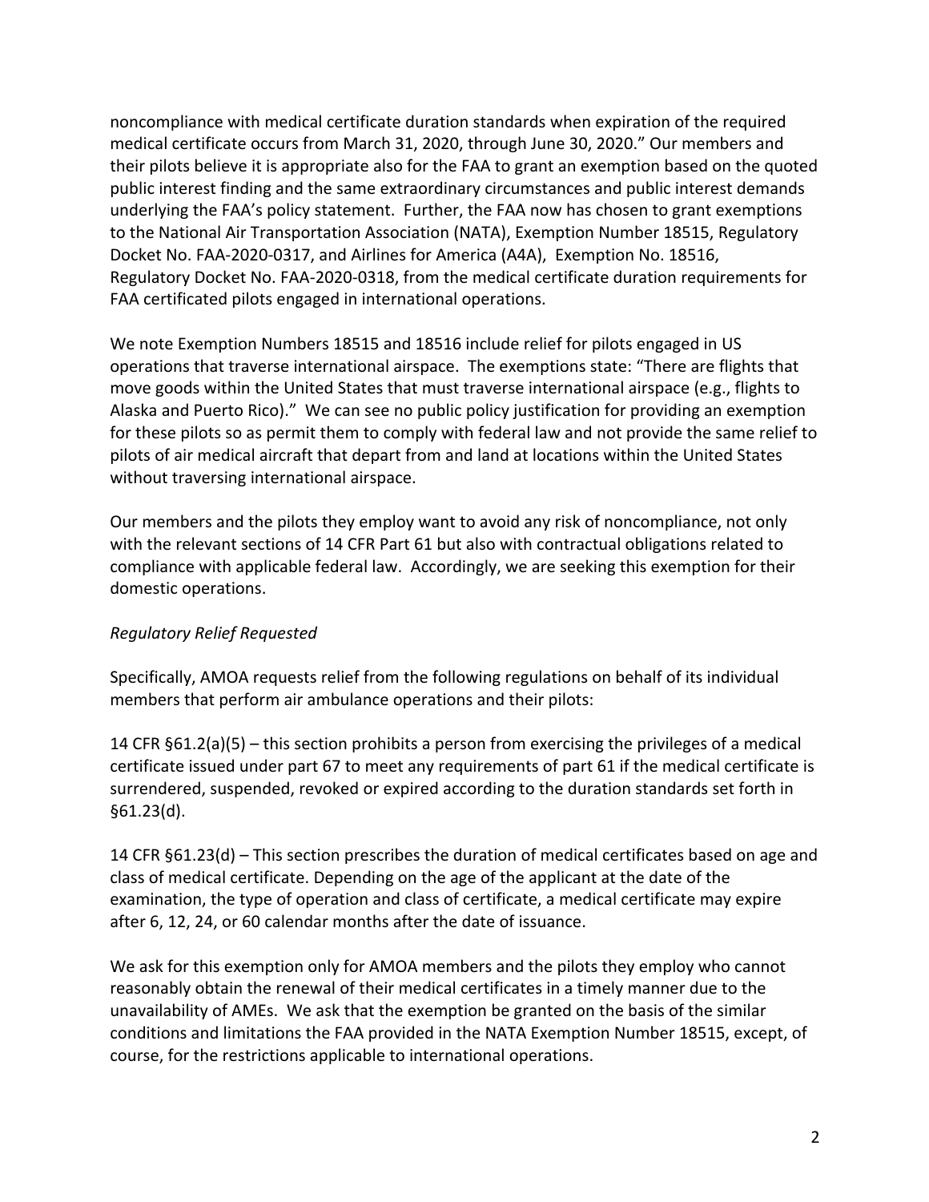noncompliance with medical certificate duration standards when expiration of the required medical certificate occurs from March 31, 2020, through June 30, 2020." Our members and their pilots believe it is appropriate also for the FAA to grant an exemption based on the quoted public interest finding and the same extraordinary circumstances and public interest demands underlying the FAA's policy statement. Further, the FAA now has chosen to grant exemptions to the National Air Transportation Association (NATA), Exemption Number 18515, Regulatory Docket No. FAA-2020-0317, and Airlines for America (A4A), Exemption No. 18516, Regulatory Docket No. FAA-2020-0318, from the medical certificate duration requirements for FAA certificated pilots engaged in international operations.

We note Exemption Numbers 18515 and 18516 include relief for pilots engaged in US operations that traverse international airspace. The exemptions state: "There are flights that move goods within the United States that must traverse international airspace (e.g., flights to Alaska and Puerto Rico)." We can see no public policy justification for providing an exemption for these pilots so as permit them to comply with federal law and not provide the same relief to pilots of air medical aircraft that depart from and land at locations within the United States without traversing international airspace.

Our members and the pilots they employ want to avoid any risk of noncompliance, not only with the relevant sections of 14 CFR Part 61 but also with contractual obligations related to compliance with applicable federal law. Accordingly, we are seeking this exemption for their domestic operations.

*Regulatory Relief Requested*

Specifically, AMOA requests relief from the following regulations on behalf of its individual members that perform air ambulance operations and their pilots:

14 CFR §61.2(a)(5) – this section prohibits a person from exercising the privileges of a medical certificate issued under part 67 to meet any requirements of part 61 if the medical certificate is surrendered, suspended, revoked or expired according to the duration standards set forth in §61.23(d).

14 CFR §61.23(d) – This section prescribes the duration of medical certificates based on age and class of medical certificate. Depending on the age of the applicant at the date of the examination, the type of operation and class of certificate, a medical certificate may expire after 6, 12, 24, or 60 calendar months after the date of issuance.

We ask for this exemption only for AMOA members and the pilots they employ who cannot reasonably obtain the renewal of their medical certificates in a timely manner due to the unavailability of AMEs. We ask that the exemption be granted on the basis of the similar conditions and limitations the FAA provided in the NATA Exemption Number 18515, except, of course, for the restrictions applicable to international operations.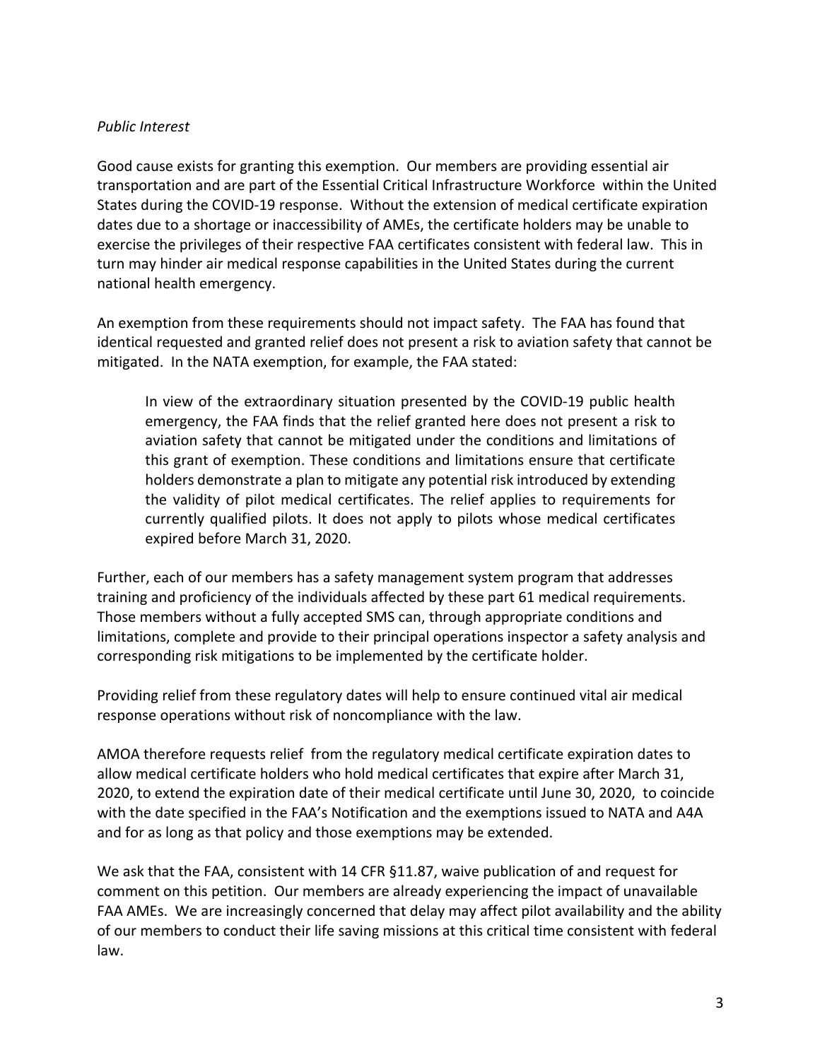*Public Interest*

Good cause exists for granting this exemption. Our members are providing essential air transportation and are part of the Essential Critical Infrastructure Workforce within the United States during the COVID-19 response. Without the extension of medical certificate expiration dates due to a shortage or inaccessibility of AMEs, the certificate holders may be unable to exercise the privileges of their respective FAA certificates consistent with federal law. This in turn may hinder air medical response capabilities in the United States during the current national health emergency.

An exemption from these requirements should not impact safety. The FAA has found that identical requested and granted relief does not present a risk to aviation safety that cannot be mitigated. In the NATA exemption, for example, the FAA stated:

> In view of the extraordinary situation presented by the COVID-19 public health emergency, the FAA finds that the relief granted here does not present a risk to aviation safety that cannot be mitigated under the conditions and limitations of this grant of exemption. These conditions and limitations ensure that certificate holders demonstrate a plan to mitigate any potential risk introduced by extending the validity of pilot medical certificates. The relief applies to requirements for currently qualified pilots. It does not apply to pilots whose medical certificates expired before March 31, 2020.

Further, each of our members has a safety management system program that addresses training and proficiency of the individuals affected by these part 61 medical requirements. Those members without a fully accepted SMS can, through appropriate conditions and limitations, complete and provide to their principal operations inspector a safety analysis and corresponding risk mitigations to be implemented by the certificate holder.

Providing relief from these regulatory dates will help to ensure continued vital air medical response operations without risk of noncompliance with the law.

AMOA therefore requests relief from the regulatory medical certificate expiration dates to allow medical certificate holders who hold medical certificates that expire after March 31, 2020, to extend the expiration date of their medical certificate until June 30, 2020, to coincide with the date specified in the FAA's Notification and the exemptions issued to NATA and A4A and for as long as that policy and those exemptions may be extended.

We ask that the FAA, consistent with 14 CFR §11.87, waive publication of and request for comment on this petition. Our members are already experiencing the impact of unavailable FAA AMEs. We are increasingly concerned that delay may affect pilot availability and the ability of our members to conduct their life saving missions at this critical time consistent with federal law.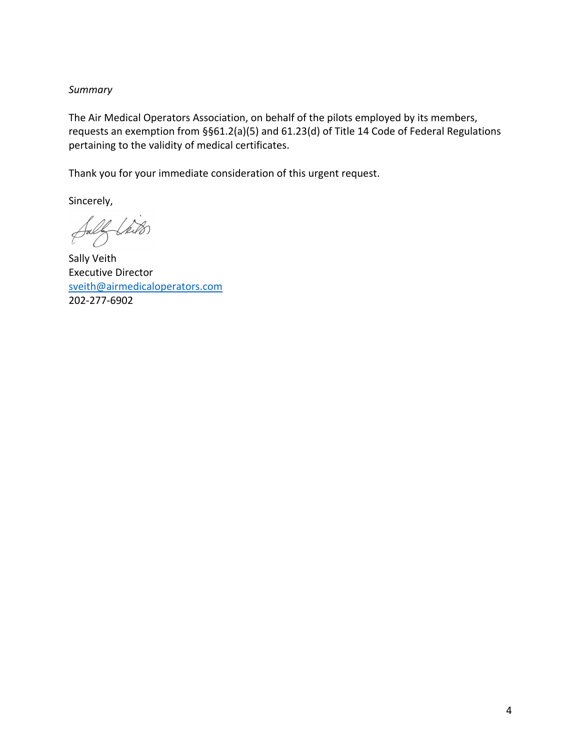*Summary*

The Air Medical Operators Association, on behalf of the pilots employed by its members, requests an exemption from §§61.2(a)(5) and 61.23(d) of Title 14 Code of Federal Regulations pertaining to the validity of medical certificates.

Thank you for your immediate consideration of this urgent request.

Sincerely,

Sally Veith
Executive Director
sveith@airmedicaloperators.com
202-277-6902